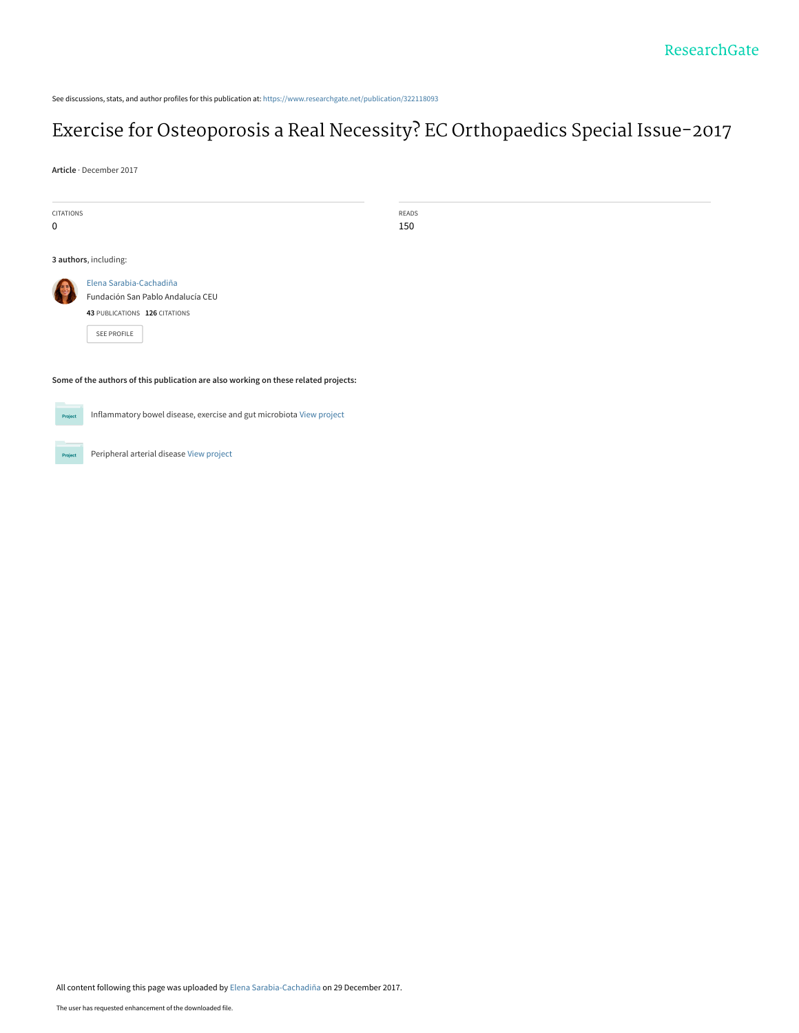See discussions, stats, and author profiles for this publication at: https://www.researchgate.net/publication/322118093

# Exercise for Osteoporosis a Real Necessity? EC Orthopaedics Special Issue-2017

**Article** · December 2017

CITATIONS
0

READS
150

**3 authors**, including:

Elena Sarabia-Cachadiña
Fundación San Pablo Andalucía CEU
**43** PUBLICATIONS **126** CITATIONS

SEE PROFILE

**Some of the authors of this publication are also working on these related projects:**

Inflammatory bowel disease, exercise and gut microbiota View project

Peripheral arterial disease View project

All content following this page was uploaded by Elena Sarabia-Cachadiña on 29 December 2017.

The user has requested enhancement of the downloaded file.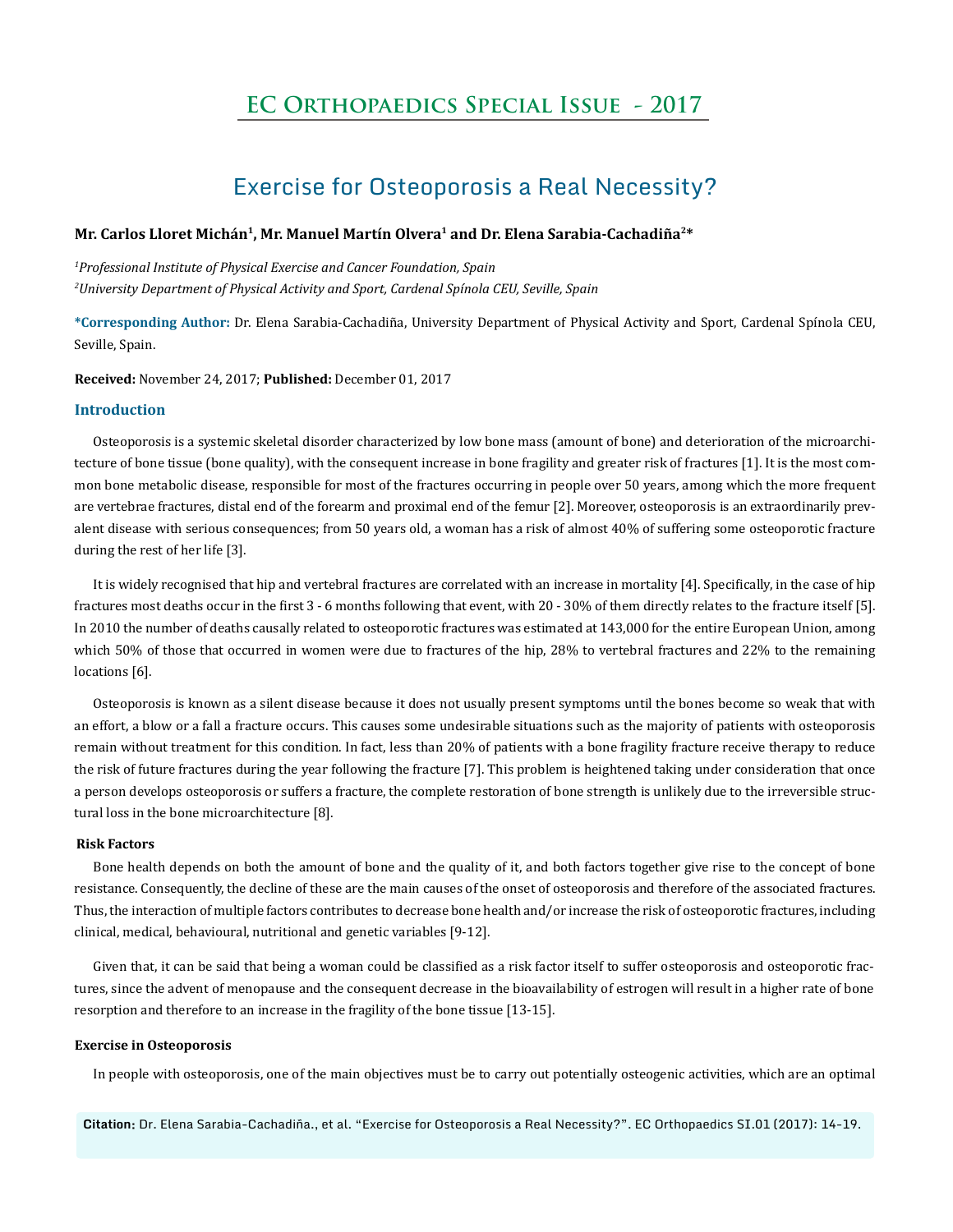# Exercise for Osteoporosis a Real Necessity?

**Mr. Carlos Lloret Michán[1], Mr. Manuel Martín Olvera[1] and Dr. Elena Sarabia-Cachadiña[2]***

*[1]Professional Institute of Physical Exercise and Cancer Foundation, Spain*

*[2]University Department of Physical Activity and Sport, Cardenal Spínola CEU, Seville, Spain*

**\*Corresponding Author:** Dr. Elena Sarabia-Cachadiña, University Department of Physical Activity and Sport, Cardenal Spínola CEU, Seville, Spain.

**Received:** November 24, 2017; **Published:** December 01, 2017

## Introduction

Osteoporosis is a systemic skeletal disorder characterized by low bone mass (amount of bone) and deterioration of the microarchitecture of bone tissue (bone quality), with the consequent increase in bone fragility and greater risk of fractures [1]. It is the most common bone metabolic disease, responsible for most of the fractures occurring in people over 50 years, among which the more frequent are vertebrae fractures, distal end of the forearm and proximal end of the femur [2]. Moreover, osteoporosis is an extraordinarily prevalent disease with serious consequences; from 50 years old, a woman has a risk of almost 40% of suffering some osteoporotic fracture during the rest of her life [3].

It is widely recognised that hip and vertebral fractures are correlated with an increase in mortality [4]. Specifically, in the case of hip fractures most deaths occur in the first 3 - 6 months following that event, with 20 - 30% of them directly relates to the fracture itself [5]. In 2010 the number of deaths causally related to osteoporotic fractures was estimated at 143,000 for the entire European Union, among which 50% of those that occurred in women were due to fractures of the hip, 28% to vertebral fractures and 22% to the remaining locations [6].

Osteoporosis is known as a silent disease because it does not usually present symptoms until the bones become so weak that with an effort, a blow or a fall a fracture occurs. This causes some undesirable situations such as the majority of patients with osteoporosis remain without treatment for this condition. In fact, less than 20% of patients with a bone fragility fracture receive therapy to reduce the risk of future fractures during the year following the fracture [7]. This problem is heightened taking under consideration that once a person develops osteoporosis or suffers a fracture, the complete restoration of bone strength is unlikely due to the irreversible structural loss in the bone microarchitecture [8].

### Risk Factors

Bone health depends on both the amount of bone and the quality of it, and both factors together give rise to the concept of bone resistance. Consequently, the decline of these are the main causes of the onset of osteoporosis and therefore of the associated fractures. Thus, the interaction of multiple factors contributes to decrease bone health and/or increase the risk of osteoporotic fractures, including clinical, medical, behavioural, nutritional and genetic variables [9-12].

Given that, it can be said that being a woman could be classified as a risk factor itself to suffer osteoporosis and osteoporotic fractures, since the advent of menopause and the consequent decrease in the bioavailability of estrogen will result in a higher rate of bone resorption and therefore to an increase in the fragility of the bone tissue [13-15].

### Exercise in Osteoporosis

In people with osteoporosis, one of the main objectives must be to carry out potentially osteogenic activities, which are an optimal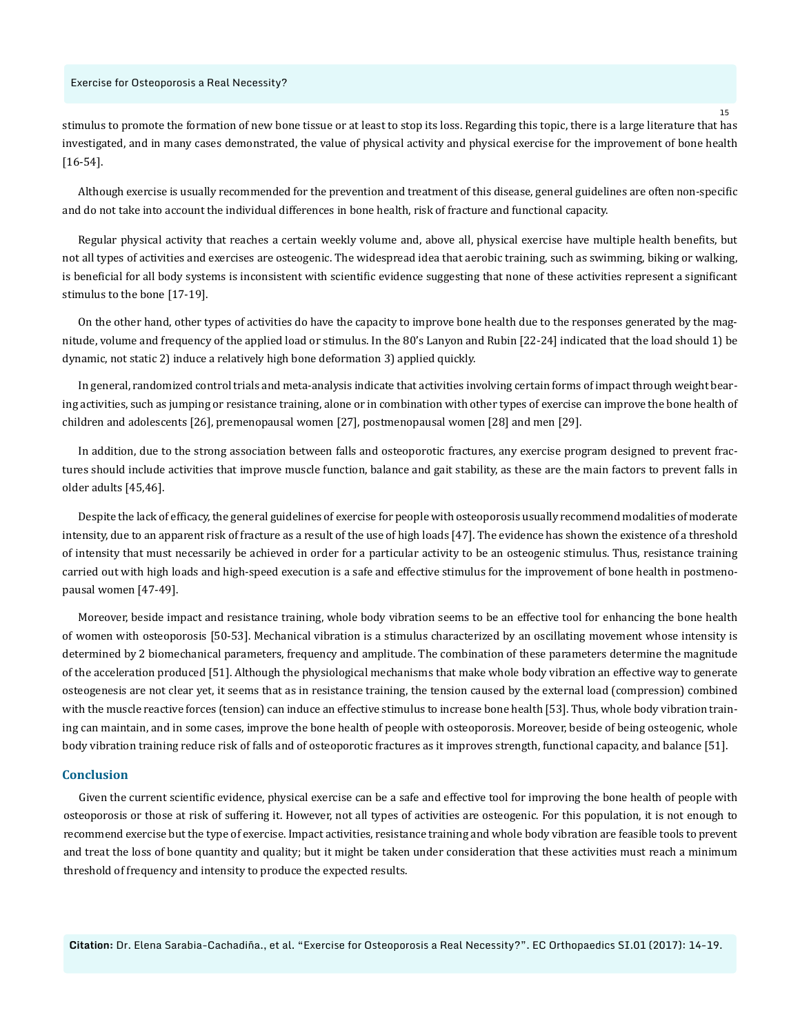stimulus to promote the formation of new bone tissue or at least to stop its loss. Regarding this topic, there is a large literature that has investigated, and in many cases demonstrated, the value of physical activity and physical exercise for the improvement of bone health [16-54].

Although exercise is usually recommended for the prevention and treatment of this disease, general guidelines are often non-specific and do not take into account the individual differences in bone health, risk of fracture and functional capacity.

Regular physical activity that reaches a certain weekly volume and, above all, physical exercise have multiple health benefits, but not all types of activities and exercises are osteogenic. The widespread idea that aerobic training, such as swimming, biking or walking, is beneficial for all body systems is inconsistent with scientific evidence suggesting that none of these activities represent a significant stimulus to the bone [17-19].

On the other hand, other types of activities do have the capacity to improve bone health due to the responses generated by the magnitude, volume and frequency of the applied load or stimulus. In the 80's Lanyon and Rubin [22-24] indicated that the load should 1) be dynamic, not static 2) induce a relatively high bone deformation 3) applied quickly.

In general, randomized control trials and meta-analysis indicate that activities involving certain forms of impact through weight bearing activities, such as jumping or resistance training, alone or in combination with other types of exercise can improve the bone health of children and adolescents [26], premenopausal women [27], postmenopausal women [28] and men [29].

In addition, due to the strong association between falls and osteoporotic fractures, any exercise program designed to prevent fractures should include activities that improve muscle function, balance and gait stability, as these are the main factors to prevent falls in older adults [45,46].

Despite the lack of efficacy, the general guidelines of exercise for people with osteoporosis usually recommend modalities of moderate intensity, due to an apparent risk of fracture as a result of the use of high loads [47]. The evidence has shown the existence of a threshold of intensity that must necessarily be achieved in order for a particular activity to be an osteogenic stimulus. Thus, resistance training carried out with high loads and high-speed execution is a safe and effective stimulus for the improvement of bone health in postmenopausal women [47-49].

Moreover, beside impact and resistance training, whole body vibration seems to be an effective tool for enhancing the bone health of women with osteoporosis [50-53]. Mechanical vibration is a stimulus characterized by an oscillating movement whose intensity is determined by 2 biomechanical parameters, frequency and amplitude. The combination of these parameters determine the magnitude of the acceleration produced [51]. Although the physiological mechanisms that make whole body vibration an effective way to generate osteogenesis are not clear yet, it seems that as in resistance training, the tension caused by the external load (compression) combined with the muscle reactive forces (tension) can induce an effective stimulus to increase bone health [53]. Thus, whole body vibration training can maintain, and in some cases, improve the bone health of people with osteoporosis. Moreover, beside of being osteogenic, whole body vibration training reduce risk of falls and of osteoporotic fractures as it improves strength, functional capacity, and balance [51].

## Conclusion

Given the current scientific evidence, physical exercise can be a safe and effective tool for improving the bone health of people with osteoporosis or those at risk of suffering it. However, not all types of activities are osteogenic. For this population, it is not enough to recommend exercise but the type of exercise. Impact activities, resistance training and whole body vibration are feasible tools to prevent and treat the loss of bone quantity and quality; but it might be taken under consideration that these activities must reach a minimum threshold of frequency and intensity to produce the expected results.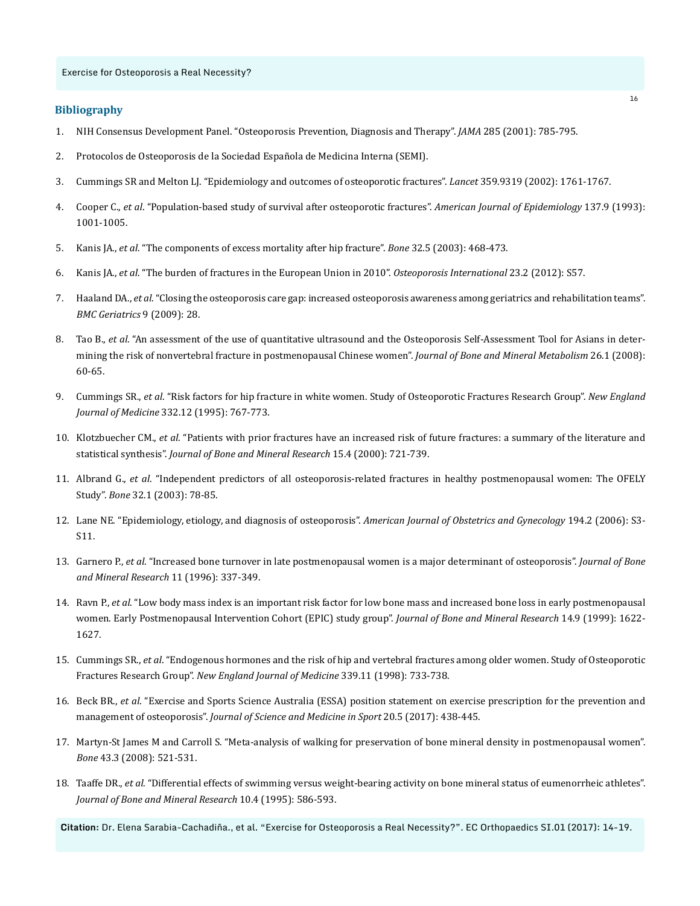## Bibliography

1. NIH Consensus Development Panel. "Osteoporosis Prevention, Diagnosis and Therapy". *JAMA* 285 (2001): 785-795.
2. Protocolos de Osteoporosis de la Sociedad Española de Medicina Interna (SEMI).
3. Cummings SR and Melton LJ. "Epidemiology and outcomes of osteoporotic fractures". *Lancet* 359.9319 (2002): 1761-1767.
4. Cooper C., *et al*. "Population-based study of survival after osteoporotic fractures". *American Journal of Epidemiology* 137.9 (1993): 1001-1005.
5. Kanis JA., *et al*. "The components of excess mortality after hip fracture". *Bone* 32.5 (2003): 468-473.
6. Kanis JA., *et al*. "The burden of fractures in the European Union in 2010". *Osteoporosis International* 23.2 (2012): S57.
7. Haaland DA., *et al*. "Closing the osteoporosis care gap: increased osteoporosis awareness among geriatrics and rehabilitation teams". *BMC Geriatrics* 9 (2009): 28.
8. Tao B., *et al*. "An assessment of the use of quantitative ultrasound and the Osteoporosis Self-Assessment Tool for Asians in determining the risk of nonvertebral fracture in postmenopausal Chinese women". *Journal of Bone and Mineral Metabolism* 26.1 (2008): 60-65.
9. Cummings SR., *et al*. "Risk factors for hip fracture in white women. Study of Osteoporotic Fractures Research Group". *New England Journal of Medicine* 332.12 (1995): 767-773.
10. Klotzbuecher CM., *et al*. "Patients with prior fractures have an increased risk of future fractures: a summary of the literature and statistical synthesis". *Journal of Bone and Mineral Research* 15.4 (2000): 721-739.
11. Albrand G., *et al*. "Independent predictors of all osteoporosis-related fractures in healthy postmenopausal women: The OFELY Study". *Bone* 32.1 (2003): 78-85.
12. Lane NE. "Epidemiology, etiology, and diagnosis of osteoporosis". *American Journal of Obstetrics and Gynecology* 194.2 (2006): S3-S11.
13. Garnero P., *et al*. "Increased bone turnover in late postmenopausal women is a major determinant of osteoporosis". *Journal of Bone and Mineral Research* 11 (1996): 337-349.
14. Ravn P., *et al*. "Low body mass index is an important risk factor for low bone mass and increased bone loss in early postmenopausal women. Early Postmenopausal Intervention Cohort (EPIC) study group". *Journal of Bone and Mineral Research* 14.9 (1999): 1622-1627.
15. Cummings SR., *et al*. "Endogenous hormones and the risk of hip and vertebral fractures among older women. Study of Osteoporotic Fractures Research Group". *New England Journal of Medicine* 339.11 (1998): 733-738.
16. Beck BR., *et al*. "Exercise and Sports Science Australia (ESSA) position statement on exercise prescription for the prevention and management of osteoporosis". *Journal of Science and Medicine in Sport* 20.5 (2017): 438-445.
17. Martyn-St James M and Carroll S. "Meta-analysis of walking for preservation of bone mineral density in postmenopausal women". *Bone* 43.3 (2008): 521-531.
18. Taaffe DR., *et al*. "Differential effects of swimming versus weight-bearing activity on bone mineral status of eumenorrheic athletes". *Journal of Bone and Mineral Research* 10.4 (1995): 586-593.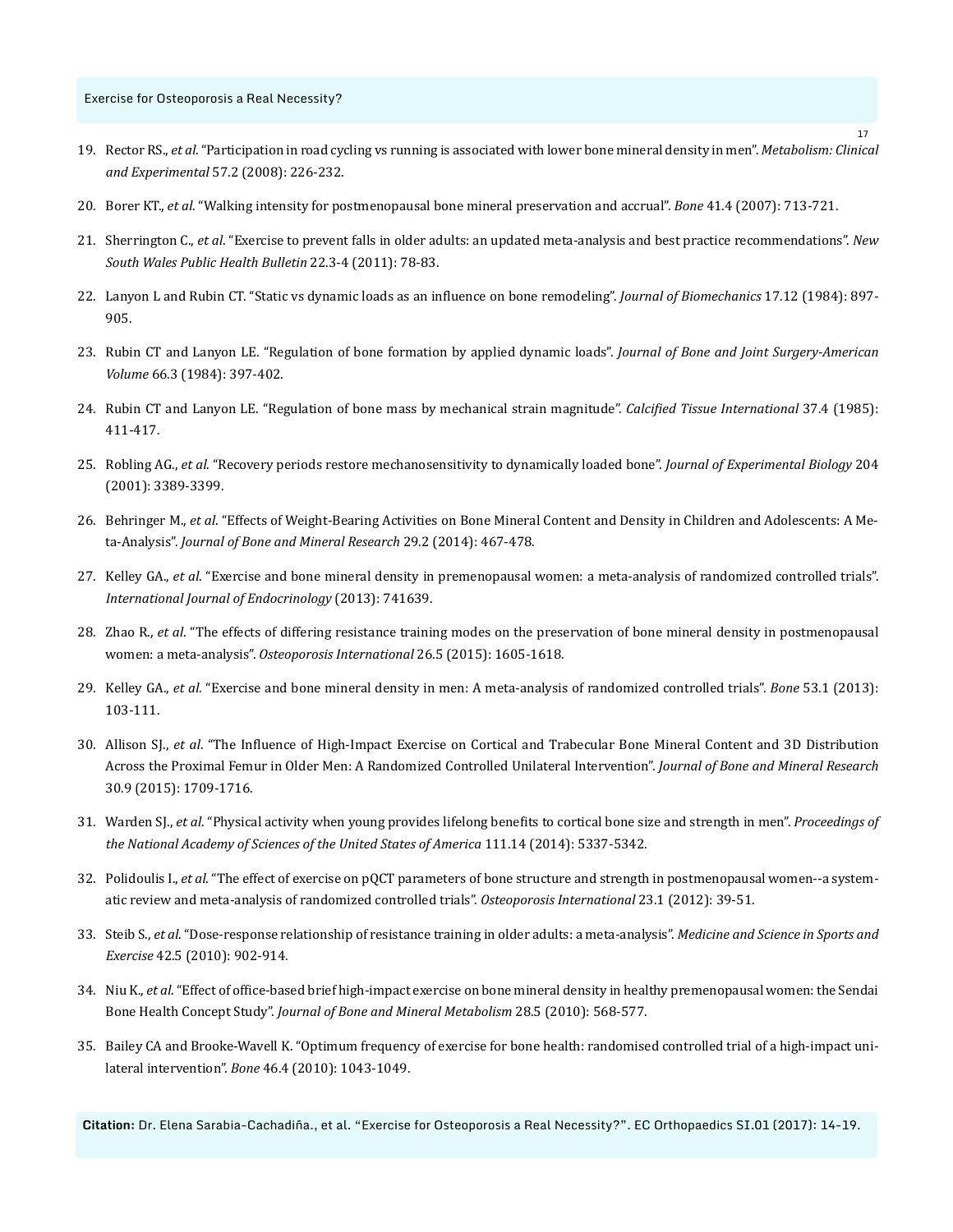19. Rector RS., *et al*. "Participation in road cycling vs running is associated with lower bone mineral density in men". *Metabolism: Clinical and Experimental* 57.2 (2008): 226-232.
20. Borer KT., *et al*. "Walking intensity for postmenopausal bone mineral preservation and accrual". *Bone* 41.4 (2007): 713-721.
21. Sherrington C., *et al*. "Exercise to prevent falls in older adults: an updated meta-analysis and best practice recommendations". *New South Wales Public Health Bulletin* 22.3-4 (2011): 78-83.
22. Lanyon L and Rubin CT. "Static vs dynamic loads as an influence on bone remodeling". *Journal of Biomechanics* 17.12 (1984): 897-905.
23. Rubin CT and Lanyon LE. "Regulation of bone formation by applied dynamic loads". *Journal of Bone and Joint Surgery-American Volume* 66.3 (1984): 397-402.
24. Rubin CT and Lanyon LE. "Regulation of bone mass by mechanical strain magnitude". *Calcified Tissue International* 37.4 (1985): 411-417.
25. Robling AG., *et al*. "Recovery periods restore mechanosensitivity to dynamically loaded bone". *Journal of Experimental Biology* 204 (2001): 3389-3399.
26. Behringer M., *et al*. "Effects of Weight-Bearing Activities on Bone Mineral Content and Density in Children and Adolescents: A Meta-Analysis". *Journal of Bone and Mineral Research* 29.2 (2014): 467-478.
27. Kelley GA., *et al*. "Exercise and bone mineral density in premenopausal women: a meta-analysis of randomized controlled trials". *International Journal of Endocrinology* (2013): 741639.
28. Zhao R., *et al*. "The effects of differing resistance training modes on the preservation of bone mineral density in postmenopausal women: a meta-analysis". *Osteoporosis International* 26.5 (2015): 1605-1618.
29. Kelley GA., *et al*. "Exercise and bone mineral density in men: A meta-analysis of randomized controlled trials". *Bone* 53.1 (2013): 103-111.
30. Allison SJ., *et al*. "The Influence of High-Impact Exercise on Cortical and Trabecular Bone Mineral Content and 3D Distribution Across the Proximal Femur in Older Men: A Randomized Controlled Unilateral Intervention". *Journal of Bone and Mineral Research* 30.9 (2015): 1709-1716.
31. Warden SJ., *et al*. "Physical activity when young provides lifelong benefits to cortical bone size and strength in men". *Proceedings of the National Academy of Sciences of the United States of America* 111.14 (2014): 5337-5342.
32. Polidoulis I., *et al*. "The effect of exercise on pQCT parameters of bone structure and strength in postmenopausal women--a systematic review and meta-analysis of randomized controlled trials". *Osteoporosis International* 23.1 (2012): 39-51.
33. Steib S., *et al*. "Dose-response relationship of resistance training in older adults: a meta-analysis". *Medicine and Science in Sports and Exercise* 42.5 (2010): 902-914.
34. Niu K., *et al*. "Effect of office-based brief high-impact exercise on bone mineral density in healthy premenopausal women: the Sendai Bone Health Concept Study". *Journal of Bone and Mineral Metabolism* 28.5 (2010): 568-577.
35. Bailey CA and Brooke-Wavell K. "Optimum frequency of exercise for bone health: randomised controlled trial of a high-impact unilateral intervention". *Bone* 46.4 (2010): 1043-1049.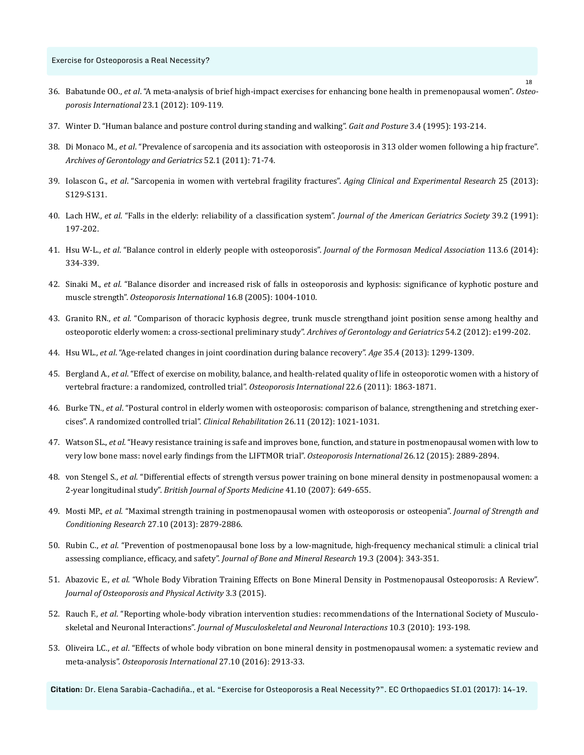36. Babatunde OO., *et al*. "A meta-analysis of brief high-impact exercises for enhancing bone health in premenopausal women". *Osteoporosis International* 23.1 (2012): 109-119.
37. Winter D. "Human balance and posture control during standing and walking". *Gait and Posture* 3.4 (1995): 193-214.
38. Di Monaco M., *et al*. "Prevalence of sarcopenia and its association with osteoporosis in 313 older women following a hip fracture". *Archives of Gerontology and Geriatrics* 52.1 (2011): 71-74.
39. Iolascon G., *et al*. "Sarcopenia in women with vertebral fragility fractures". *Aging Clinical and Experimental Research* 25 (2013): S129-S131.
40. Lach HW., *et al*. "Falls in the elderly: reliability of a classification system". *Journal of the American Geriatrics Society* 39.2 (1991): 197-202.
41. Hsu W-L., *et al*. "Balance control in elderly people with osteoporosis". *Journal of the Formosan Medical Association* 113.6 (2014): 334-339.
42. Sinaki M., *et al*. "Balance disorder and increased risk of falls in osteoporosis and kyphosis: significance of kyphotic posture and muscle strength". *Osteoporosis International* 16.8 (2005): 1004-1010.
43. Granito RN., *et al*. "Comparison of thoracic kyphosis degree, trunk muscle strengthand joint position sense among healthy and osteoporotic elderly women: a cross-sectional preliminary study". *Archives of Gerontology and Geriatrics* 54.2 (2012): e199-202.
44. Hsu WL., *et al*. "Age-related changes in joint coordination during balance recovery". *Age* 35.4 (2013): 1299-1309.
45. Bergland A., *et al*. "Effect of exercise on mobility, balance, and health-related quality of life in osteoporotic women with a history of vertebral fracture: a randomized, controlled trial". *Osteoporosis International* 22.6 (2011): 1863-1871.
46. Burke TN., *et al*. "Postural control in elderly women with osteoporosis: comparison of balance, strengthening and stretching exercises". A randomized controlled trial". *Clinical Rehabilitation* 26.11 (2012): 1021-1031.
47. Watson SL., *et al*. "Heavy resistance training is safe and improves bone, function, and stature in postmenopausal women with low to very low bone mass: novel early findings from the LIFTMOR trial". *Osteoporosis International* 26.12 (2015): 2889-2894.
48. von Stengel S., *et al*. "Differential effects of strength versus power training on bone mineral density in postmenopausal women: a 2-year longitudinal study". *British Journal of Sports Medicine* 41.10 (2007): 649-655.
49. Mosti MP., *et al*. "Maximal strength training in postmenopausal women with osteoporosis or osteopenia". *Journal of Strength and Conditioning Research* 27.10 (2013): 2879-2886.
50. Rubin C., *et al*. "Prevention of postmenopausal bone loss by a low-magnitude, high-frequency mechanical stimuli: a clinical trial assessing compliance, efficacy, and safety". *Journal of Bone and Mineral Research* 19.3 (2004): 343-351.
51. Abazovic E., *et al*. "Whole Body Vibration Training Effects on Bone Mineral Density in Postmenopausal Osteoporosis: A Review". *Journal of Osteoporosis and Physical Activity* 3.3 (2015).
52. Rauch F., *et al*. "Reporting whole-body vibration intervention studies: recommendations of the International Society of Musculoskeletal and Neuronal Interactions". *Journal of Musculoskeletal and Neuronal Interactions* 10.3 (2010): 193-198.
53. Oliveira LC., *et al*. "Effects of whole body vibration on bone mineral density in postmenopausal women: a systematic review and meta-analysis". *Osteoporosis International* 27.10 (2016): 2913-33.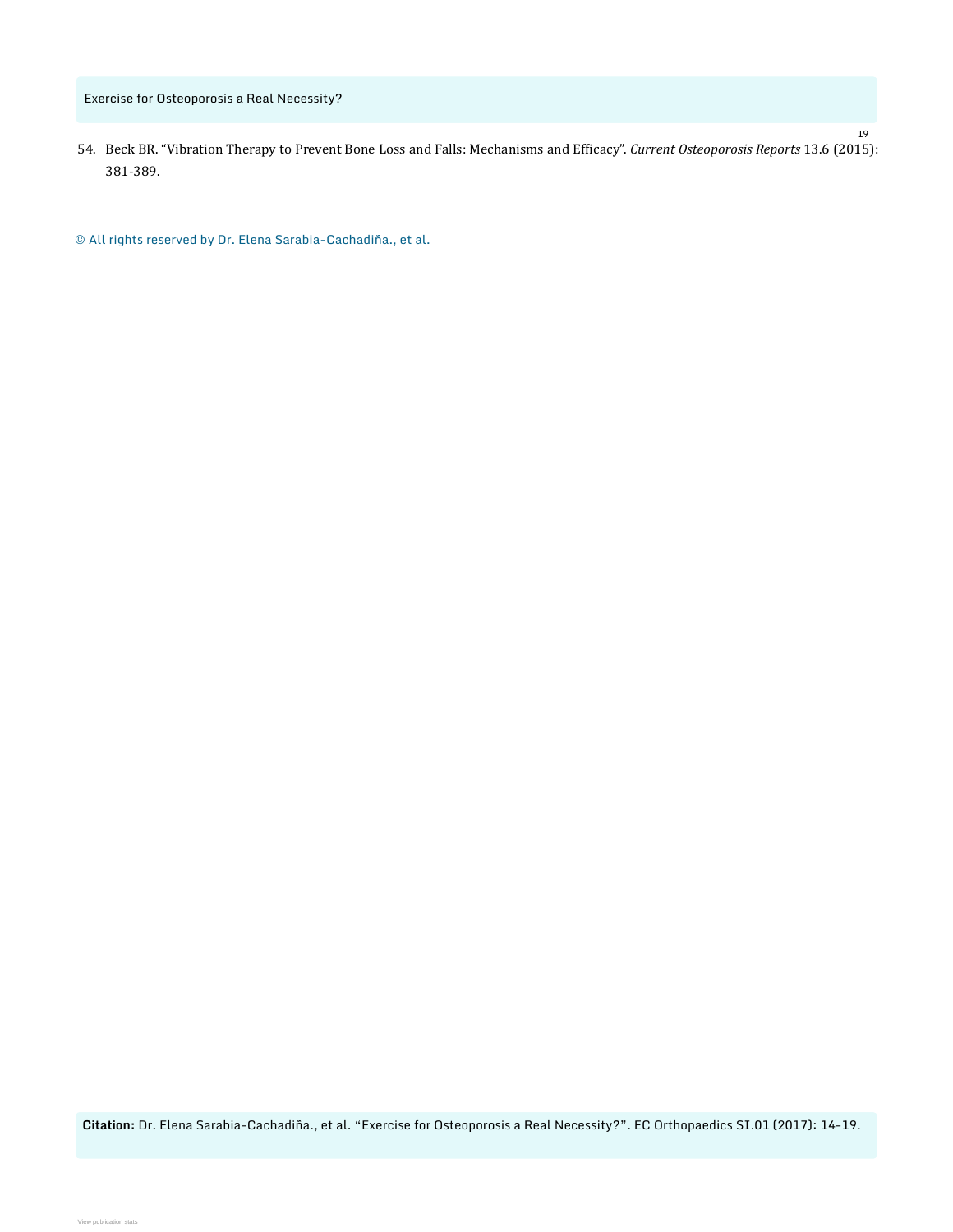54. Beck BR. "Vibration Therapy to Prevent Bone Loss and Falls: Mechanisms and Efficacy". *Current Osteoporosis Reports* 13.6 (2015): 381-389.

© All rights reserved by Dr. Elena Sarabia-Cachadiña., et al.